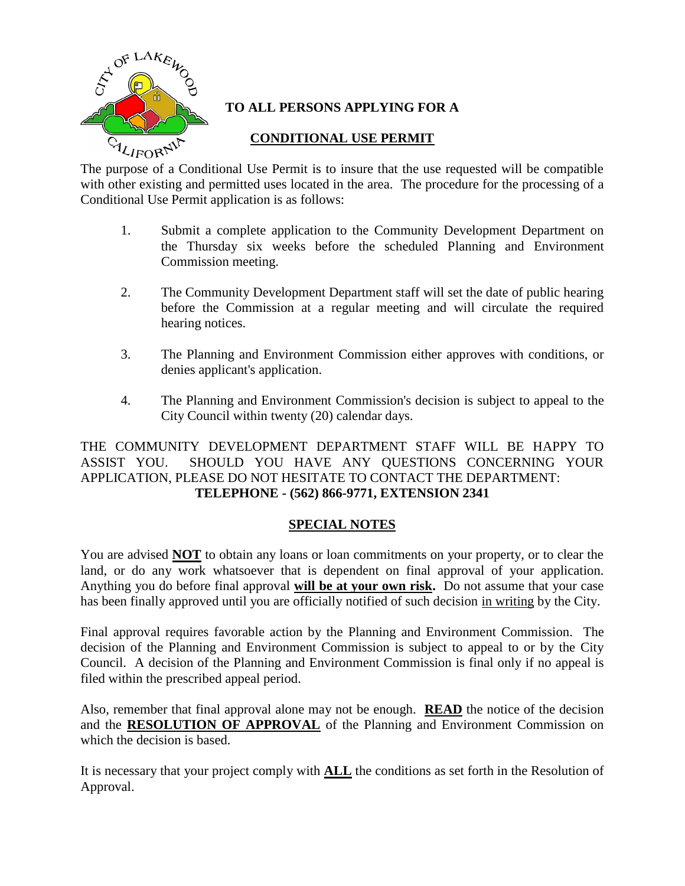# TO ALL PERSONS APPLYING FOR A

## CONDITIONAL USE PERMIT

The purpose of a Conditional Use Permit is to insure that the use requested will be compatible with other existing and permitted uses located in the area. The procedure for the processing of a Conditional Use Permit application is as follows:

1. Submit a complete application to the Community Development Department on the Thursday six weeks before the scheduled Planning and Environment Commission meeting.

2. The Community Development Department staff will set the date of public hearing before the Commission at a regular meeting and will circulate the required hearing notices.

3. The Planning and Environment Commission either approves with conditions, or denies applicant's application.

4. The Planning and Environment Commission's decision is subject to appeal to the City Council within twenty (20) calendar days.

THE COMMUNITY DEVELOPMENT DEPARTMENT STAFF WILL BE HAPPY TO ASSIST YOU. SHOULD YOU HAVE ANY QUESTIONS CONCERNING YOUR APPLICATION, PLEASE DO NOT HESITATE TO CONTACT THE DEPARTMENT:

**TELEPHONE - (562) 866-9771, EXTENSION 2341**

## SPECIAL NOTES

You are advised **NOT** to obtain any loans or loan commitments on your property, or to clear the land, or do any work whatsoever that is dependent on final approval of your application. Anything you do before final approval **will be at your own risk.** Do not assume that your case has been finally approved until you are officially notified of such decision in writing by the City.

Final approval requires favorable action by the Planning and Environment Commission. The decision of the Planning and Environment Commission is subject to appeal to or by the City Council. A decision of the Planning and Environment Commission is final only if no appeal is filed within the prescribed appeal period.

Also, remember that final approval alone may not be enough. **READ** the notice of the decision and the **RESOLUTION OF APPROVAL** of the Planning and Environment Commission on which the decision is based.

It is necessary that your project comply with **ALL** the conditions as set forth in the Resolution of Approval.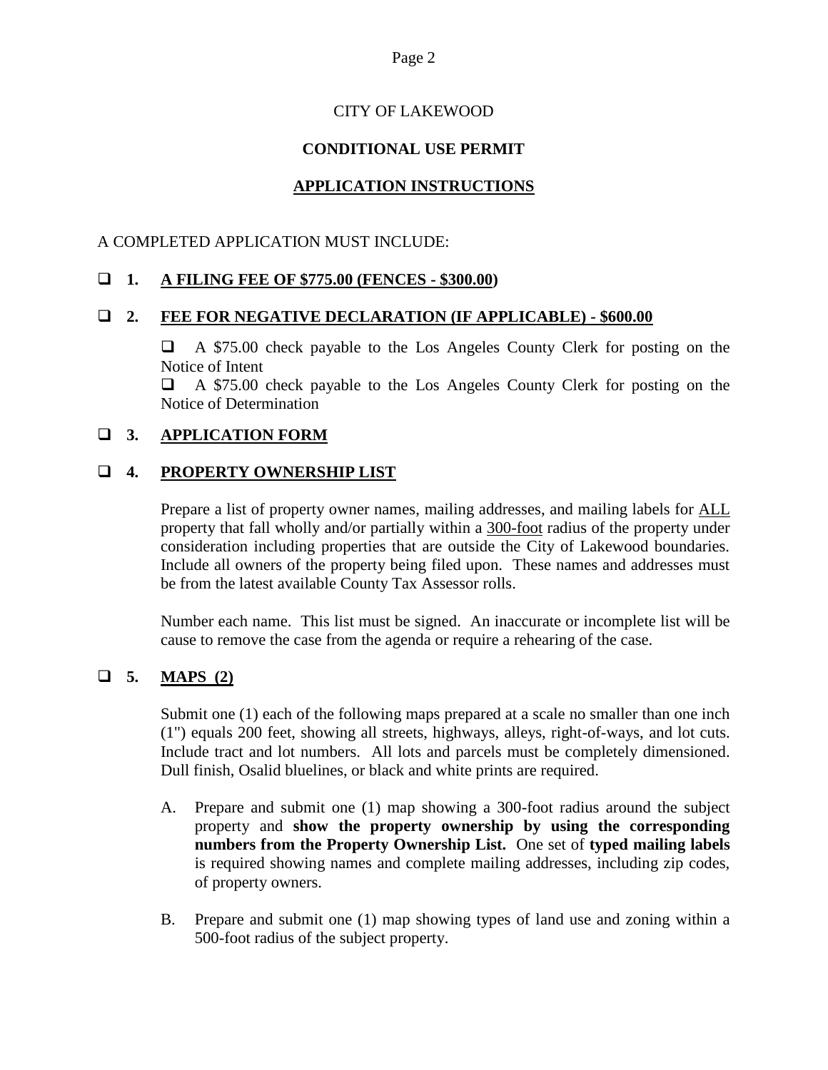CITY OF LAKEWOOD

**CONDITIONAL USE PERMIT**

**APPLICATION INSTRUCTIONS**

A COMPLETED APPLICATION MUST INCLUDE:

- ❑ **1. A FILING FEE OF $775.00 (FENCES - $300.00)**

- ❑ **2. FEE FOR NEGATIVE DECLARATION (IF APPLICABLE) - $600.00**

  ❑ A $75.00 check payable to the Los Angeles County Clerk for posting on the Notice of Intent

  ❑ A $75.00 check payable to the Los Angeles County Clerk for posting on the Notice of Determination

- ❑ **3. APPLICATION FORM**

- ❑ **4. PROPERTY OWNERSHIP LIST**

  Prepare a list of property owner names, mailing addresses, and mailing labels for ALL property that fall wholly and/or partially within a 300-foot radius of the property under consideration including properties that are outside the City of Lakewood boundaries. Include all owners of the property being filed upon. These names and addresses must be from the latest available County Tax Assessor rolls.

  Number each name. This list must be signed. An inaccurate or incomplete list will be cause to remove the case from the agenda or require a rehearing of the case.

- ❑ **5. MAPS (2)**

  Submit one (1) each of the following maps prepared at a scale no smaller than one inch (1") equals 200 feet, showing all streets, highways, alleys, right-of-ways, and lot cuts. Include tract and lot numbers. All lots and parcels must be completely dimensioned. Dull finish, Osalid bluelines, or black and white prints are required.

  A. Prepare and submit one (1) map showing a 300-foot radius around the subject property and **show the property ownership by using the corresponding numbers from the Property Ownership List.** One set of **typed mailing labels** is required showing names and complete mailing addresses, including zip codes, of property owners.

  B. Prepare and submit one (1) map showing types of land use and zoning within a 500-foot radius of the subject property.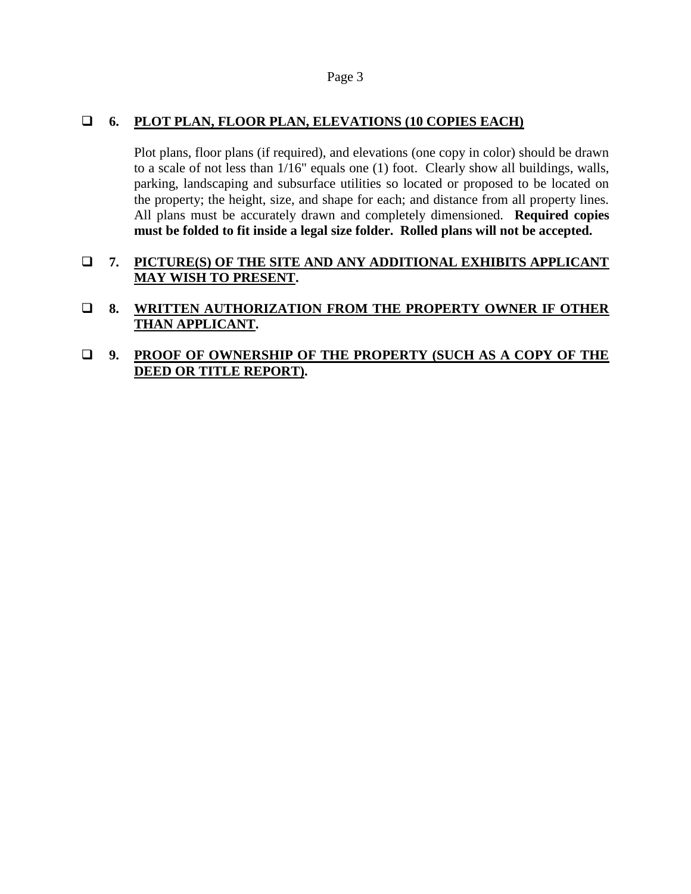- [ ] **6. <u>PLOT PLAN, FLOOR PLAN, ELEVATIONS (10 COPIES EACH)</u>**

  Plot plans, floor plans (if required), and elevations (one copy in color) should be drawn to a scale of not less than 1/16" equals one (1) foot. Clearly show all buildings, walls, parking, landscaping and subsurface utilities so located or proposed to be located on the property; the height, size, and shape for each; and distance from all property lines. All plans must be accurately drawn and completely dimensioned. **Required copies must be folded to fit inside a legal size folder. Rolled plans will not be accepted.**

- [ ] **7. <u>PICTURE(S) OF THE SITE AND ANY ADDITIONAL EXHIBITS APPLICANT MAY WISH TO PRESENT</u>.**

- [ ] **8. <u>WRITTEN AUTHORIZATION FROM THE PROPERTY OWNER IF OTHER THAN APPLICANT</u>.**

- [ ] **9. <u>PROOF OF OWNERSHIP OF THE PROPERTY (SUCH AS A COPY OF THE DEED OR TITLE REPORT)</u>.**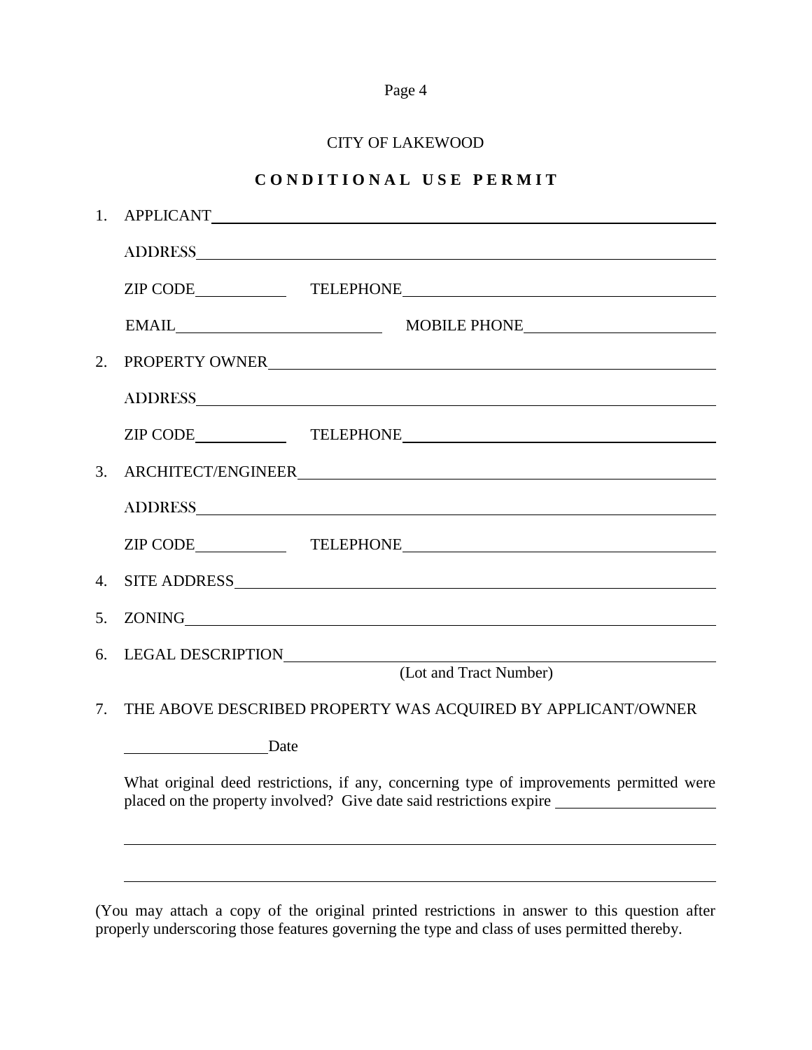CITY OF LAKEWOOD

## **CONDITIONAL USE PERMIT**

1. APPLICANT \_\_\_\_\_\_\_\_\_\_\_\_\_\_\_\_\_\_\_\_\_\_\_\_\_\_\_\_\_\_\_\_\_\_\_\_\_\_\_\_

   ADDRESS \_\_\_\_\_\_\_\_\_\_\_\_\_\_\_\_\_\_\_\_\_\_\_\_\_\_\_\_\_\_\_\_\_\_\_\_\_\_\_\_

   ZIP CODE \_\_\_\_\_\_\_\_\_\_ TELEPHONE \_\_\_\_\_\_\_\_\_\_\_\_\_\_\_\_\_\_\_\_\_\_\_\_

   EMAIL \_\_\_\_\_\_\_\_\_\_\_\_\_\_\_\_\_\_\_\_ MOBILE PHONE \_\_\_\_\_\_\_\_\_\_\_\_\_\_\_\_\_\_\_\_

2. PROPERTY OWNER \_\_\_\_\_\_\_\_\_\_\_\_\_\_\_\_\_\_\_\_\_\_\_\_\_\_\_\_\_\_\_\_\_\_\_\_\_\_\_\_

   ADDRESS \_\_\_\_\_\_\_\_\_\_\_\_\_\_\_\_\_\_\_\_\_\_\_\_\_\_\_\_\_\_\_\_\_\_\_\_\_\_\_\_

   ZIP CODE \_\_\_\_\_\_\_\_\_\_ TELEPHONE \_\_\_\_\_\_\_\_\_\_\_\_\_\_\_\_\_\_\_\_\_\_\_\_

3. ARCHITECT/ENGINEER \_\_\_\_\_\_\_\_\_\_\_\_\_\_\_\_\_\_\_\_\_\_\_\_\_\_\_\_\_\_\_\_\_\_\_\_\_\_\_\_

   ADDRESS \_\_\_\_\_\_\_\_\_\_\_\_\_\_\_\_\_\_\_\_\_\_\_\_\_\_\_\_\_\_\_\_\_\_\_\_\_\_\_\_

   ZIP CODE \_\_\_\_\_\_\_\_\_\_ TELEPHONE \_\_\_\_\_\_\_\_\_\_\_\_\_\_\_\_\_\_\_\_\_\_\_\_

4. SITE ADDRESS \_\_\_\_\_\_\_\_\_\_\_\_\_\_\_\_\_\_\_\_\_\_\_\_\_\_\_\_\_\_\_\_\_\_\_\_\_\_\_\_

5. ZONING \_\_\_\_\_\_\_\_\_\_\_\_\_\_\_\_\_\_\_\_\_\_\_\_\_\_\_\_\_\_\_\_\_\_\_\_\_\_\_\_

6. LEGAL DESCRIPTION \_\_\_\_\_\_\_\_\_\_\_\_\_\_\_\_\_\_\_\_\_\_\_\_\_\_\_\_\_\_\_\_\_\_\_\_\_\_\_\_
   (Lot and Tract Number)

7. THE ABOVE DESCRIBED PROPERTY WAS ACQUIRED BY APPLICANT/OWNER

   \_\_\_\_\_\_\_\_\_\_\_\_\_\_\_\_ Date

   What original deed restrictions, if any, concerning type of improvements permitted were placed on the property involved? Give date said restrictions expire \_\_\_\_\_\_\_\_\_\_\_\_\_\_\_\_\_\_\_\_

   \_\_\_\_\_\_\_\_\_\_\_\_\_\_\_\_\_\_\_\_\_\_\_\_\_\_\_\_\_\_\_\_\_\_\_\_\_\_\_\_\_\_\_\_\_\_\_\_\_\_\_\_\_\_\_\_\_\_\_\_

   \_\_\_\_\_\_\_\_\_\_\_\_\_\_\_\_\_\_\_\_\_\_\_\_\_\_\_\_\_\_\_\_\_\_\_\_\_\_\_\_\_\_\_\_\_\_\_\_\_\_\_\_\_\_\_\_\_\_\_\_

(You may attach a copy of the original printed restrictions in answer to this question after properly underscoring those features governing the type and class of uses permitted thereby.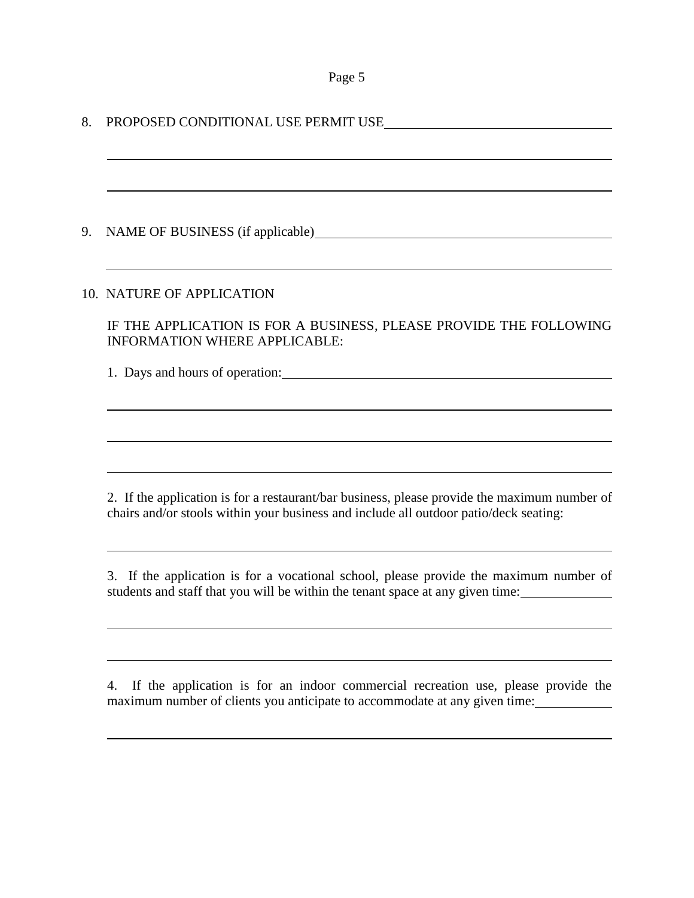8. PROPOSED CONDITIONAL USE PERMIT USE\_\_\_\_\_\_\_\_\_\_\_\_\_\_\_\_\_\_\_\_\_\_\_\_\_\_\_\_\_\_\_\_\_\_\_\_

\_\_\_\_\_\_\_\_\_\_\_\_\_\_\_\_\_\_\_\_\_\_\_\_\_\_\_\_\_\_\_\_\_\_\_\_\_\_\_\_\_\_\_\_\_\_\_\_\_\_\_\_\_\_\_\_\_\_\_\_\_\_\_\_\_\_\_\_\_\_\_\_

\_\_\_\_\_\_\_\_\_\_\_\_\_\_\_\_\_\_\_\_\_\_\_\_\_\_\_\_\_\_\_\_\_\_\_\_\_\_\_\_\_\_\_\_\_\_\_\_\_\_\_\_\_\_\_\_\_\_\_\_\_\_\_\_\_\_\_\_\_\_\_\_

9. NAME OF BUSINESS (if applicable)\_\_\_\_\_\_\_\_\_\_\_\_\_\_\_\_\_\_\_\_\_\_\_\_\_\_\_\_\_\_\_\_\_\_\_\_\_\_\_\_\_\_\_

\_\_\_\_\_\_\_\_\_\_\_\_\_\_\_\_\_\_\_\_\_\_\_\_\_\_\_\_\_\_\_\_\_\_\_\_\_\_\_\_\_\_\_\_\_\_\_\_\_\_\_\_\_\_\_\_\_\_\_\_\_\_\_\_\_\_\_\_\_\_\_\_

10. NATURE OF APPLICATION

IF THE APPLICATION IS FOR A BUSINESS, PLEASE PROVIDE THE FOLLOWING INFORMATION WHERE APPLICABLE:

1. Days and hours of operation:\_\_\_\_\_\_\_\_\_\_\_\_\_\_\_\_\_\_\_\_\_\_\_\_\_\_\_\_\_\_\_\_\_\_\_\_\_\_\_\_\_\_\_\_\_\_\_\_

\_\_\_\_\_\_\_\_\_\_\_\_\_\_\_\_\_\_\_\_\_\_\_\_\_\_\_\_\_\_\_\_\_\_\_\_\_\_\_\_\_\_\_\_\_\_\_\_\_\_\_\_\_\_\_\_\_\_\_\_\_\_\_\_\_\_\_\_\_\_\_\_

\_\_\_\_\_\_\_\_\_\_\_\_\_\_\_\_\_\_\_\_\_\_\_\_\_\_\_\_\_\_\_\_\_\_\_\_\_\_\_\_\_\_\_\_\_\_\_\_\_\_\_\_\_\_\_\_\_\_\_\_\_\_\_\_\_\_\_\_\_\_\_\_

\_\_\_\_\_\_\_\_\_\_\_\_\_\_\_\_\_\_\_\_\_\_\_\_\_\_\_\_\_\_\_\_\_\_\_\_\_\_\_\_\_\_\_\_\_\_\_\_\_\_\_\_\_\_\_\_\_\_\_\_\_\_\_\_\_\_\_\_\_\_\_\_

2. If the application is for a restaurant/bar business, please provide the maximum number of chairs and/or stools within your business and include all outdoor patio/deck seating:

\_\_\_\_\_\_\_\_\_\_\_\_\_\_\_\_\_\_\_\_\_\_\_\_\_\_\_\_\_\_\_\_\_\_\_\_\_\_\_\_\_\_\_\_\_\_\_\_\_\_\_\_\_\_\_\_\_\_\_\_\_\_\_\_\_\_\_\_\_\_\_\_

3. If the application is for a vocational school, please provide the maximum number of students and staff that you will be within the tenant space at any given time:\_\_\_\_\_\_\_\_\_\_\_\_

\_\_\_\_\_\_\_\_\_\_\_\_\_\_\_\_\_\_\_\_\_\_\_\_\_\_\_\_\_\_\_\_\_\_\_\_\_\_\_\_\_\_\_\_\_\_\_\_\_\_\_\_\_\_\_\_\_\_\_\_\_\_\_\_\_\_\_\_\_\_\_\_

\_\_\_\_\_\_\_\_\_\_\_\_\_\_\_\_\_\_\_\_\_\_\_\_\_\_\_\_\_\_\_\_\_\_\_\_\_\_\_\_\_\_\_\_\_\_\_\_\_\_\_\_\_\_\_\_\_\_\_\_\_\_\_\_\_\_\_\_\_\_\_\_

4. If the application is for an indoor commercial recreation use, please provide the maximum number of clients you anticipate to accommodate at any given time:\_\_\_\_\_\_\_\_\_\_

\_\_\_\_\_\_\_\_\_\_\_\_\_\_\_\_\_\_\_\_\_\_\_\_\_\_\_\_\_\_\_\_\_\_\_\_\_\_\_\_\_\_\_\_\_\_\_\_\_\_\_\_\_\_\_\_\_\_\_\_\_\_\_\_\_\_\_\_\_\_\_\_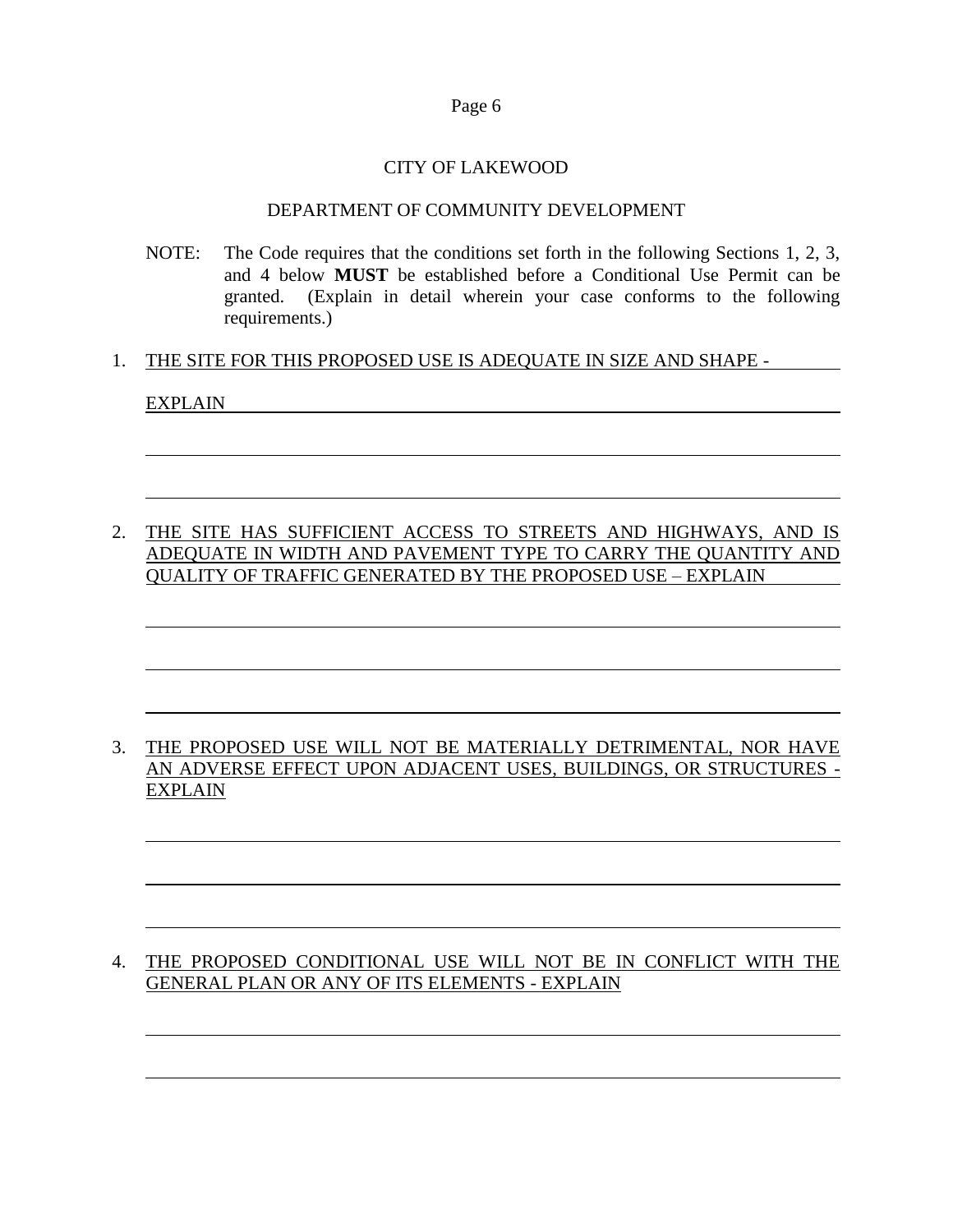CITY OF LAKEWOOD

DEPARTMENT OF COMMUNITY DEVELOPMENT

NOTE: The Code requires that the conditions set forth in the following Sections 1, 2, 3, and 4 below **MUST** be established before a Conditional Use Permit can be granted. (Explain in detail wherein your case conforms to the following requirements.)

1. THE SITE FOR THIS PROPOSED USE IS ADEQUATE IN SIZE AND SHAPE - EXPLAIN

   \_\_\_\_\_\_\_\_\_\_\_\_\_\_\_\_\_\_\_\_\_\_\_\_\_\_\_\_\_\_\_\_\_\_\_\_\_\_\_\_\_\_\_\_\_\_\_\_\_\_\_\_\_\_\_\_\_\_\_\_

   \_\_\_\_\_\_\_\_\_\_\_\_\_\_\_\_\_\_\_\_\_\_\_\_\_\_\_\_\_\_\_\_\_\_\_\_\_\_\_\_\_\_\_\_\_\_\_\_\_\_\_\_\_\_\_\_\_\_\_\_

2. THE SITE HAS SUFFICIENT ACCESS TO STREETS AND HIGHWAYS, AND IS ADEQUATE IN WIDTH AND PAVEMENT TYPE TO CARRY THE QUANTITY AND QUALITY OF TRAFFIC GENERATED BY THE PROPOSED USE – EXPLAIN

   \_\_\_\_\_\_\_\_\_\_\_\_\_\_\_\_\_\_\_\_\_\_\_\_\_\_\_\_\_\_\_\_\_\_\_\_\_\_\_\_\_\_\_\_\_\_\_\_\_\_\_\_\_\_\_\_\_\_\_\_

   \_\_\_\_\_\_\_\_\_\_\_\_\_\_\_\_\_\_\_\_\_\_\_\_\_\_\_\_\_\_\_\_\_\_\_\_\_\_\_\_\_\_\_\_\_\_\_\_\_\_\_\_\_\_\_\_\_\_\_\_

   \_\_\_\_\_\_\_\_\_\_\_\_\_\_\_\_\_\_\_\_\_\_\_\_\_\_\_\_\_\_\_\_\_\_\_\_\_\_\_\_\_\_\_\_\_\_\_\_\_\_\_\_\_\_\_\_\_\_\_\_

3. THE PROPOSED USE WILL NOT BE MATERIALLY DETRIMENTAL, NOR HAVE AN ADVERSE EFFECT UPON ADJACENT USES, BUILDINGS, OR STRUCTURES - EXPLAIN

   \_\_\_\_\_\_\_\_\_\_\_\_\_\_\_\_\_\_\_\_\_\_\_\_\_\_\_\_\_\_\_\_\_\_\_\_\_\_\_\_\_\_\_\_\_\_\_\_\_\_\_\_\_\_\_\_\_\_\_\_

   \_\_\_\_\_\_\_\_\_\_\_\_\_\_\_\_\_\_\_\_\_\_\_\_\_\_\_\_\_\_\_\_\_\_\_\_\_\_\_\_\_\_\_\_\_\_\_\_\_\_\_\_\_\_\_\_\_\_\_\_

   \_\_\_\_\_\_\_\_\_\_\_\_\_\_\_\_\_\_\_\_\_\_\_\_\_\_\_\_\_\_\_\_\_\_\_\_\_\_\_\_\_\_\_\_\_\_\_\_\_\_\_\_\_\_\_\_\_\_\_\_

4. THE PROPOSED CONDITIONAL USE WILL NOT BE IN CONFLICT WITH THE GENERAL PLAN OR ANY OF ITS ELEMENTS - EXPLAIN

   \_\_\_\_\_\_\_\_\_\_\_\_\_\_\_\_\_\_\_\_\_\_\_\_\_\_\_\_\_\_\_\_\_\_\_\_\_\_\_\_\_\_\_\_\_\_\_\_\_\_\_\_\_\_\_\_\_\_\_\_

   \_\_\_\_\_\_\_\_\_\_\_\_\_\_\_\_\_\_\_\_\_\_\_\_\_\_\_\_\_\_\_\_\_\_\_\_\_\_\_\_\_\_\_\_\_\_\_\_\_\_\_\_\_\_\_\_\_\_\_\_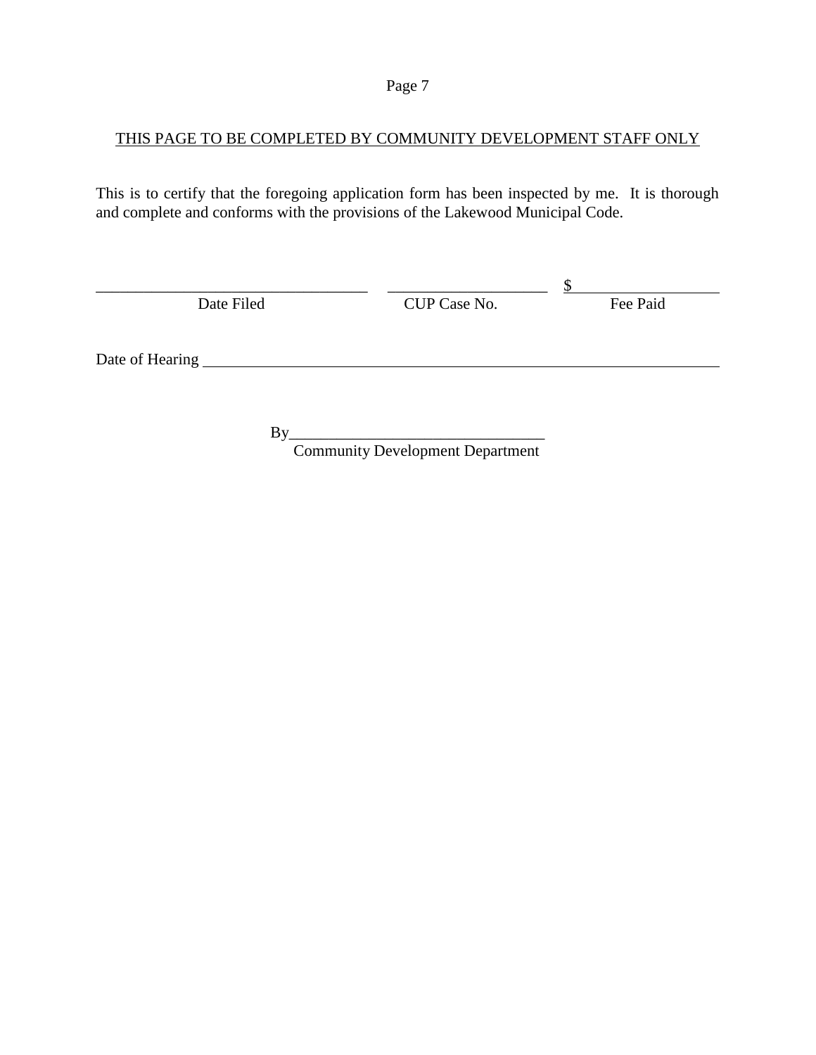THIS PAGE TO BE COMPLETED BY COMMUNITY DEVELOPMENT STAFF ONLY

This is to certify that the foregoing application form has been inspected by me. It is thorough and complete and conforms with the provisions of the Lakewood Municipal Code.

| ____________________ | ____________________ | $____________________ |
|---|---|---|
| Date Filed | CUP Case No. | Fee Paid |

Date of Hearing ________________________________________________

By________________________________
Community Development Department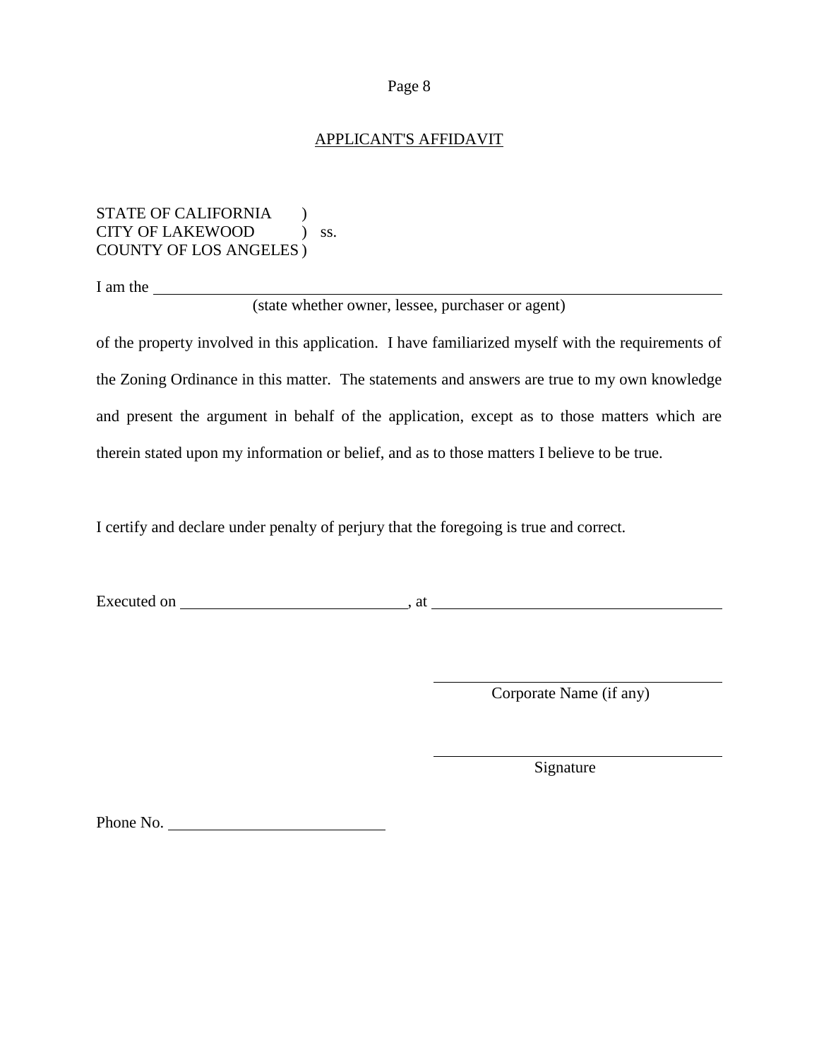## APPLICANT'S AFFIDAVIT

STATE OF CALIFORNIA )
CITY OF LAKEWOOD ) ss.
COUNTY OF LOS ANGELES )

I am the ______________________________________________
(state whether owner, lessee, purchaser or agent)

of the property involved in this application. I have familiarized myself with the requirements of the Zoning Ordinance in this matter. The statements and answers are true to my own knowledge and present the argument in behalf of the application, except as to those matters which are therein stated upon my information or belief, and as to those matters I believe to be true.

I certify and declare under penalty of perjury that the foregoing is true and correct.

Executed on ____________________, at __________________________

______________________________
Corporate Name (if any)

______________________________
Signature

Phone No. ____________________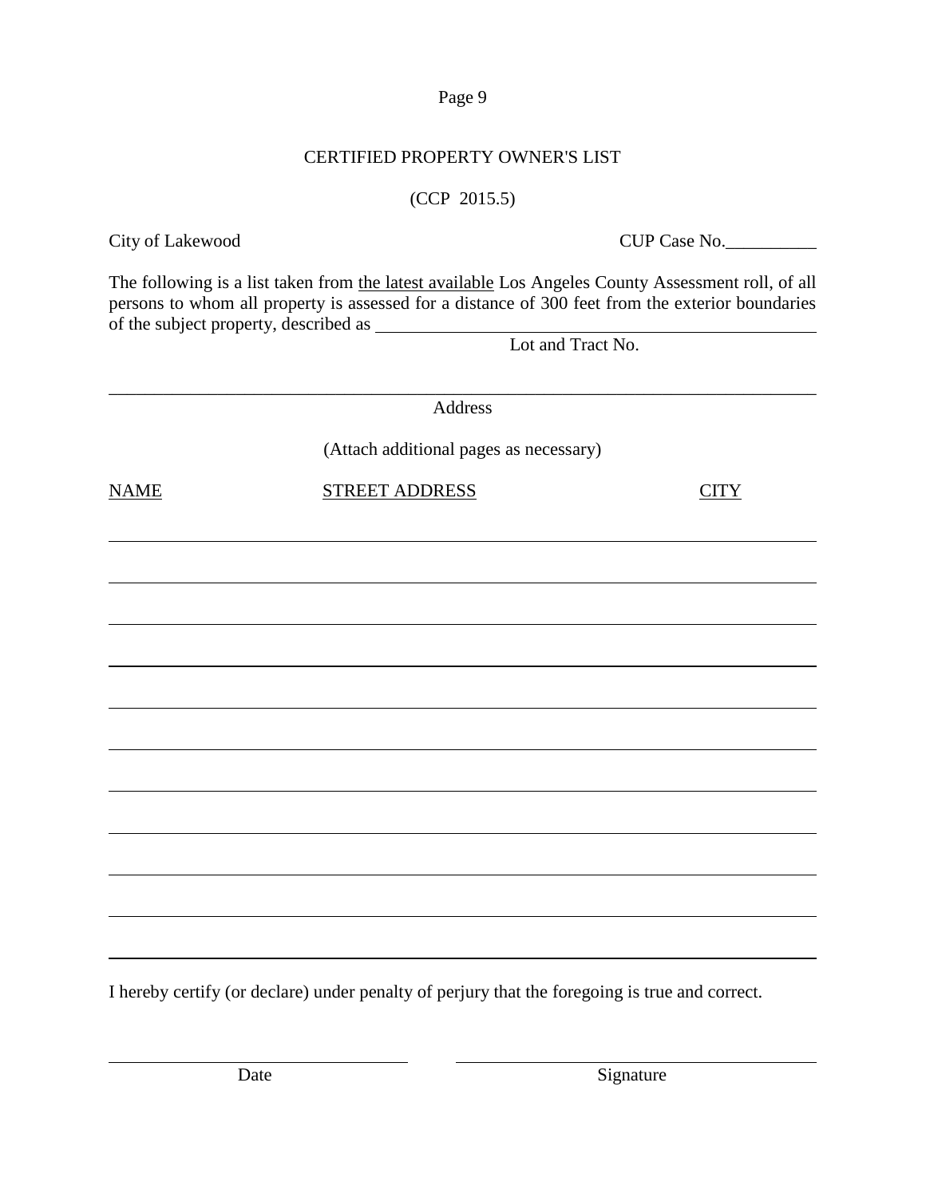# CERTIFIED PROPERTY OWNER'S LIST

(CCP 2015.5)

City of Lakewood CUP Case No.__________

The following is a list taken from the latest available Los Angeles County Assessment roll, of all persons to whom all property is assessed for a distance of 300 feet from the exterior boundaries of the subject property, described as ______________________________________________

Lot and Tract No.

______________________________________________________________________________

Address

(Attach additional pages as necessary)

| NAME | STREET ADDRESS | CITY |
| --- | --- | --- |
| | | |
| | | |
| | | |
| | | |
| | | |
| | | |
| | | |
| | | |
| | | |
| | | |
| | | |

I hereby certify (or declare) under penalty of perjury that the foregoing is true and correct.

______________________________ ____________________________________

Date Signature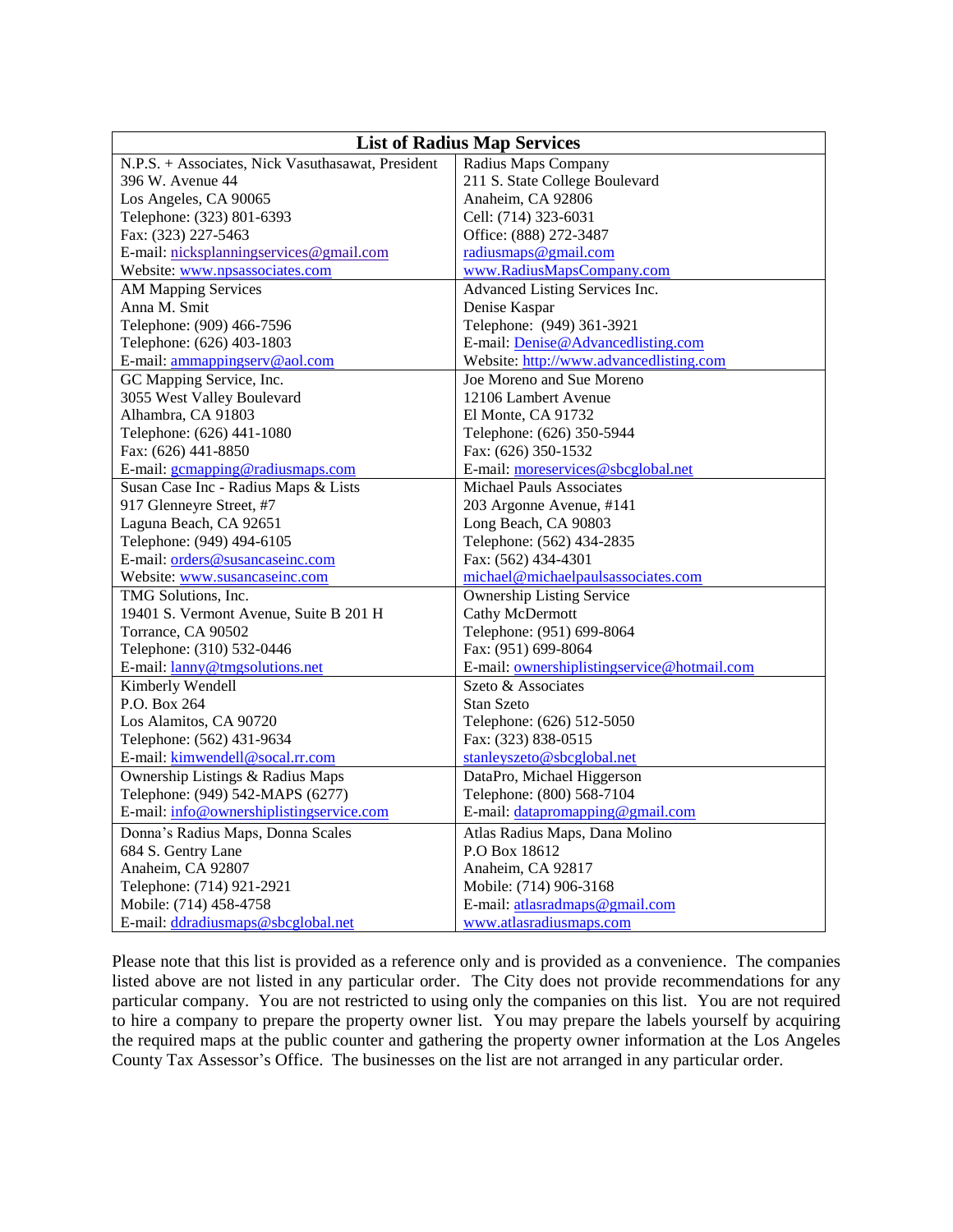| List of Radius Map Services | |
|---|---|
| N.P.S. + Associates, Nick Vasuthasawat, President<br>396 W. Avenue 44<br>Los Angeles, CA 90065<br>Telephone: (323) 801-6393<br>Fax: (323) 227-5463<br>E-mail: nicksplanningservices@gmail.com<br>Website: www.npsassociates.com | Radius Maps Company<br>211 S. State College Boulevard<br>Anaheim, CA 92806<br>Cell: (714) 323-6031<br>Office: (888) 272-3487<br>radiusmaps@gmail.com<br>www.RadiusMapsCompany.com |
| AM Mapping Services<br>Anna M. Smit<br>Telephone: (909) 466-7596<br>Telephone: (626) 403-1803<br>E-mail: ammappingserv@aol.com | Advanced Listing Services Inc.<br>Denise Kaspar<br>Telephone: (949) 361-3921<br>E-mail: Denise@Advancedlisting.com<br>Website: http://www.advancedlisting.com |
| GC Mapping Service, Inc.<br>3055 West Valley Boulevard<br>Alhambra, CA 91803<br>Telephone: (626) 441-1080<br>Fax: (626) 441-8850<br>E-mail: gcmapping@radiusmaps.com | Joe Moreno and Sue Moreno<br>12106 Lambert Avenue<br>El Monte, CA 91732<br>Telephone: (626) 350-5944<br>Fax: (626) 350-1532<br>E-mail: moreservices@sbcglobal.net |
| Susan Case Inc - Radius Maps & Lists<br>917 Glenneyre Street, #7<br>Laguna Beach, CA 92651<br>Telephone: (949) 494-6105<br>E-mail: orders@susancaseinc.com<br>Website: www.susancaseinc.com | Michael Pauls Associates<br>203 Argonne Avenue, #141<br>Long Beach, CA 90803<br>Telephone: (562) 434-2835<br>Fax: (562) 434-4301<br>michael@michaelpaulsassociates.com |
| TMG Solutions, Inc.<br>19401 S. Vermont Avenue, Suite B 201 H<br>Torrance, CA 90502<br>Telephone: (310) 532-0446<br>E-mail: lanny@tmgsolutions.net | Ownership Listing Service<br>Cathy McDermott<br>Telephone: (951) 699-8064<br>Fax: (951) 699-8064<br>E-mail: ownershiplistingservice@hotmail.com |
| Kimberly Wendell<br>P.O. Box 264<br>Los Alamitos, CA 90720<br>Telephone: (562) 431-9634<br>E-mail: kimwendell@socal.rr.com | Szeto & Associates<br>Stan Szeto<br>Telephone: (626) 512-5050<br>Fax: (323) 838-0515<br>stanleyszeto@sbcglobal.net |
| Ownership Listings & Radius Maps<br>Telephone: (949) 542-MAPS (6277)<br>E-mail: info@ownershiplistingservice.com | DataPro, Michael Higgerson<br>Telephone: (800) 568-7104<br>E-mail: datapromapping@gmail.com |
| Donna's Radius Maps, Donna Scales<br>684 S. Gentry Lane<br>Anaheim, CA 92807<br>Telephone: (714) 921-2921<br>Mobile: (714) 458-4758<br>E-mail: ddradiusmaps@sbcglobal.net | Atlas Radius Maps, Dana Molino<br>P.O Box 18612<br>Anaheim, CA 92817<br>Mobile: (714) 906-3168<br>E-mail: atlasradmaps@gmail.com<br>www.atlasradiusmaps.com |

Please note that this list is provided as a reference only and is provided as a convenience. The companies listed above are not listed in any particular order. The City does not provide recommendations for any particular company. You are not restricted to using only the companies on this list. You are not required to hire a company to prepare the property owner list. You may prepare the labels yourself by acquiring the required maps at the public counter and gathering the property owner information at the Los Angeles County Tax Assessor's Office. The businesses on the list are not arranged in any particular order.